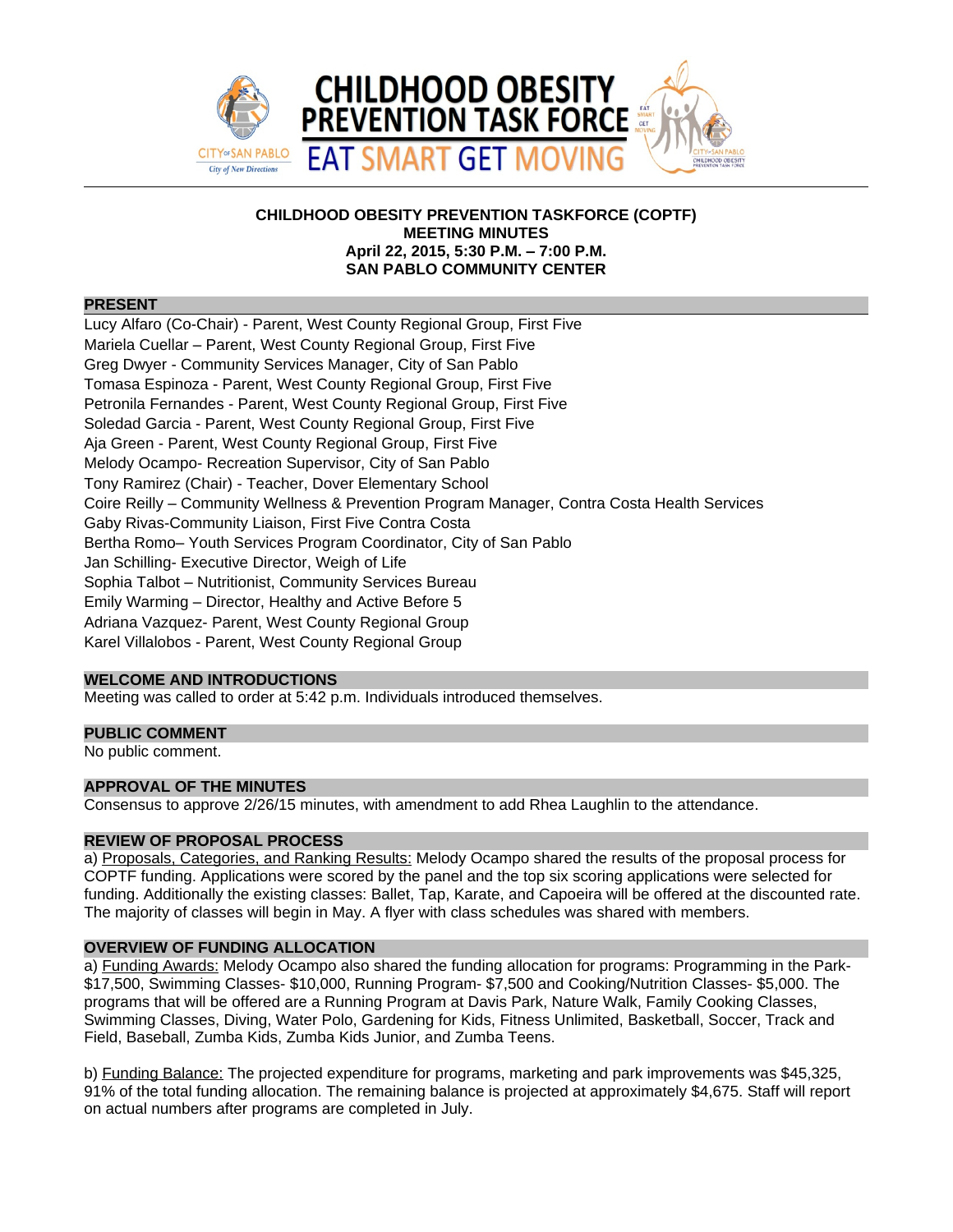# CHILDHOOD OBESITY PREVENTION TASK FORCE

## EAT SMART GET MOVING

**CHILDHOOD OBESITY PREVENTION TASKFORCE (COPTF)**
**MEETING MINUTES**
**April 22, 2015, 5:30 P.M. – 7:00 P.M.**
**SAN PABLO COMMUNITY CENTER**

### PRESENT

Lucy Alfaro (Co-Chair) - Parent, West County Regional Group, First Five
Mariela Cuellar – Parent, West County Regional Group, First Five
Greg Dwyer - Community Services Manager, City of San Pablo
Tomasa Espinoza - Parent, West County Regional Group, First Five
Petronila Fernandes - Parent, West County Regional Group, First Five
Soledad Garcia - Parent, West County Regional Group, First Five
Aja Green - Parent, West County Regional Group, First Five
Melody Ocampo- Recreation Supervisor, City of San Pablo
Tony Ramirez (Chair) - Teacher, Dover Elementary School
Coire Reilly – Community Wellness & Prevention Program Manager, Contra Costa Health Services
Gaby Rivas-Community Liaison, First Five Contra Costa
Bertha Romo– Youth Services Program Coordinator, City of San Pablo
Jan Schilling- Executive Director, Weigh of Life
Sophia Talbot – Nutritionist, Community Services Bureau
Emily Warming – Director, Healthy and Active Before 5
Adriana Vazquez- Parent, West County Regional Group
Karel Villalobos - Parent, West County Regional Group

### WELCOME AND INTRODUCTIONS

Meeting was called to order at 5:42 p.m. Individuals introduced themselves.

### PUBLIC COMMENT

No public comment.

### APPROVAL OF THE MINUTES

Consensus to approve 2/26/15 minutes, with amendment to add Rhea Laughlin to the attendance.

### REVIEW OF PROPOSAL PROCESS

a) Proposals, Categories, and Ranking Results: Melody Ocampo shared the results of the proposal process for COPTF funding. Applications were scored by the panel and the top six scoring applications were selected for funding. Additionally the existing classes: Ballet, Tap, Karate, and Capoeira will be offered at the discounted rate. The majority of classes will begin in May. A flyer with class schedules was shared with members.

### OVERVIEW OF FUNDING ALLOCATION

a) Funding Awards: Melody Ocampo also shared the funding allocation for programs: Programming in the Park- $17,500, Swimming Classes- $10,000, Running Program- $7,500 and Cooking/Nutrition Classes- $5,000. The programs that will be offered are a Running Program at Davis Park, Nature Walk, Family Cooking Classes, Swimming Classes, Diving, Water Polo, Gardening for Kids, Fitness Unlimited, Basketball, Soccer, Track and Field, Baseball, Zumba Kids, Zumba Kids Junior, and Zumba Teens.

b) Funding Balance: The projected expenditure for programs, marketing and park improvements was $45,325, 91% of the total funding allocation. The remaining balance is projected at approximately $4,675. Staff will report on actual numbers after programs are completed in July.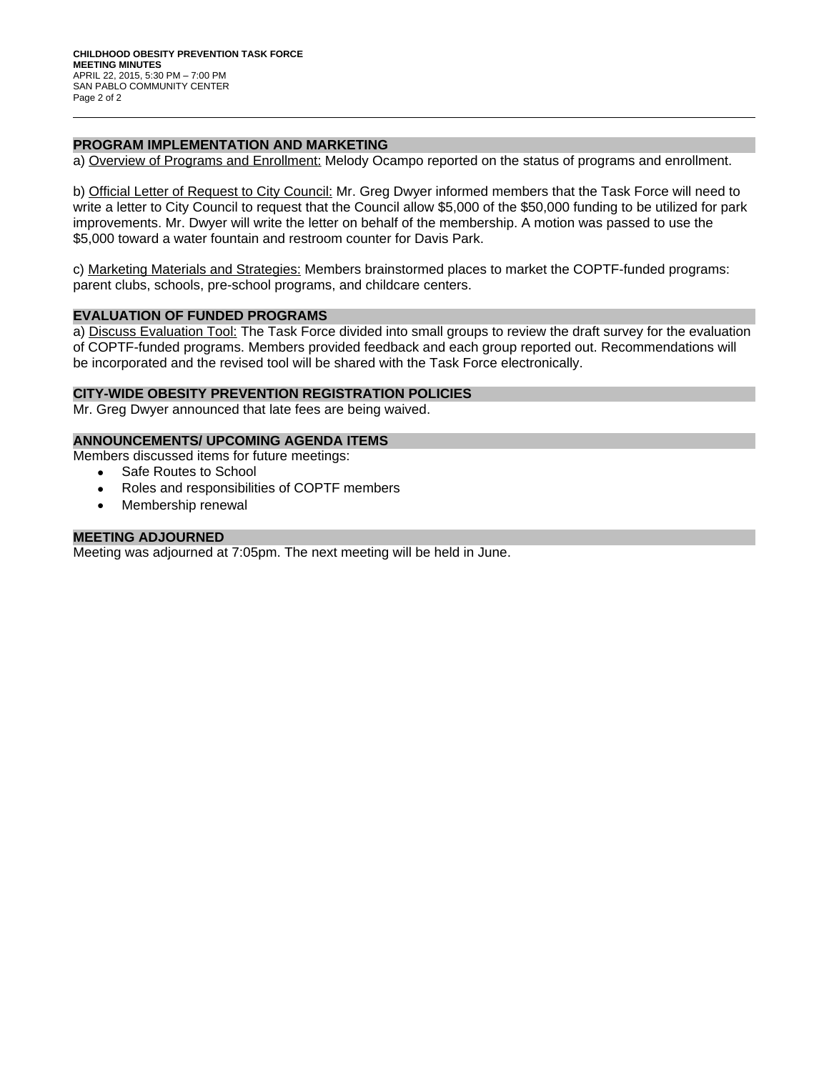## PROGRAM IMPLEMENTATION AND MARKETING

a) Overview of Programs and Enrollment: Melody Ocampo reported on the status of programs and enrollment.

b) Official Letter of Request to City Council: Mr. Greg Dwyer informed members that the Task Force will need to write a letter to City Council to request that the Council allow $5,000 of the $50,000 funding to be utilized for park improvements. Mr. Dwyer will write the letter on behalf of the membership. A motion was passed to use the $5,000 toward a water fountain and restroom counter for Davis Park.

c) Marketing Materials and Strategies: Members brainstormed places to market the COPTF-funded programs: parent clubs, schools, pre-school programs, and childcare centers.

## EVALUATION OF FUNDED PROGRAMS

a) Discuss Evaluation Tool: The Task Force divided into small groups to review the draft survey for the evaluation of COPTF-funded programs. Members provided feedback and each group reported out. Recommendations will be incorporated and the revised tool will be shared with the Task Force electronically.

## CITY-WIDE OBESITY PREVENTION REGISTRATION POLICIES

Mr. Greg Dwyer announced that late fees are being waived.

## ANNOUNCEMENTS/ UPCOMING AGENDA ITEMS

Members discussed items for future meetings:

- Safe Routes to School
- Roles and responsibilities of COPTF members
- Membership renewal

## MEETING ADJOURNED

Meeting was adjourned at 7:05pm. The next meeting will be held in June.